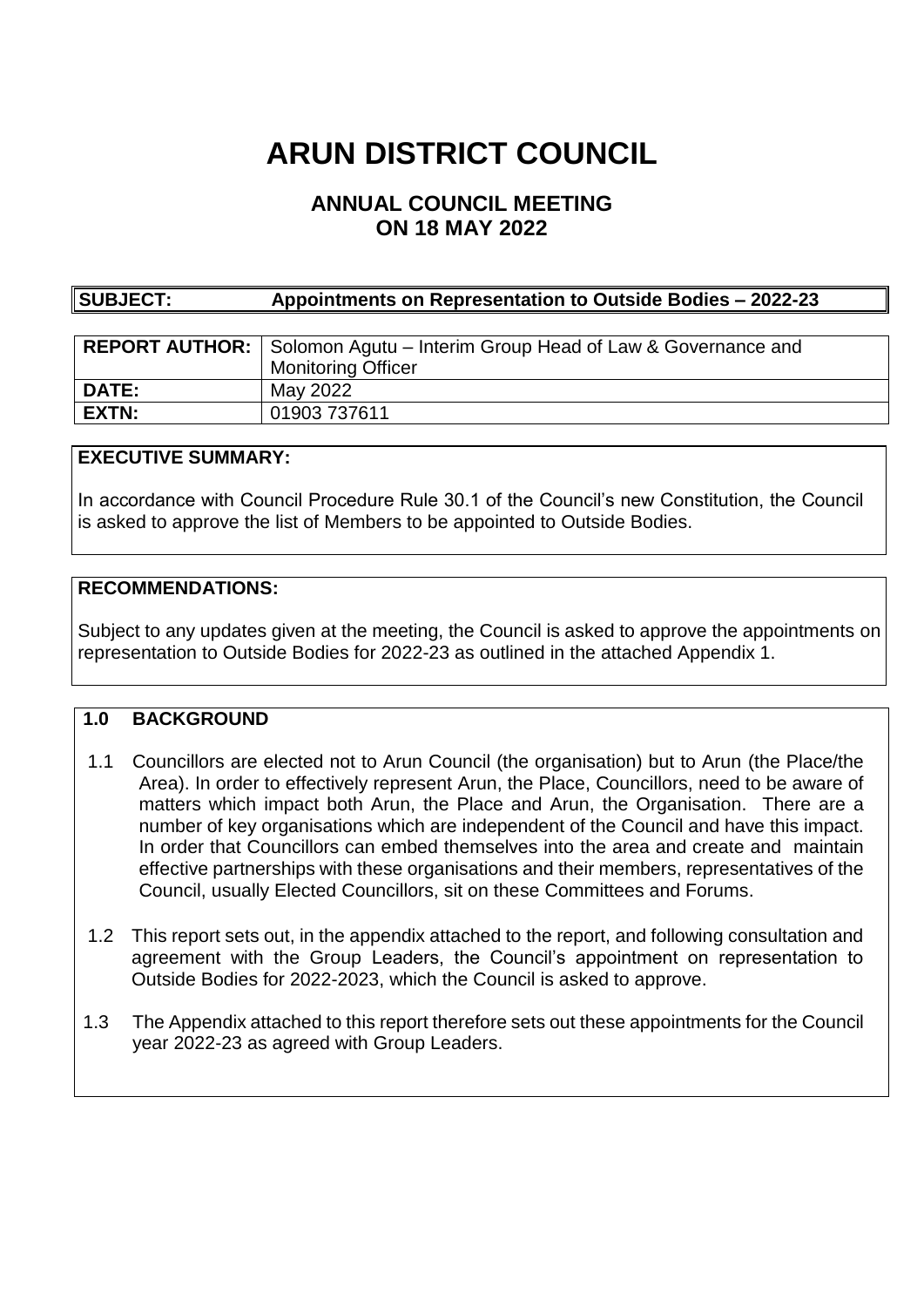# ARUN DISTRICT COUNCIL

## ANNUAL COUNCIL MEETING ON 18 MAY 2022

| SUBJECT: | Appointments on Representation to Outside Bodies – 2022-23 |
|---|---|

| | |
|---|---|
| **REPORT AUTHOR:** | Solomon Agutu – Interim Group Head of Law & Governance and Monitoring Officer |
| **DATE:** | May 2022 |
| **EXTN:** | 01903 737611 |

**EXECUTIVE SUMMARY:**

In accordance with Council Procedure Rule 30.1 of the Council's new Constitution, the Council is asked to approve the list of Members to be appointed to Outside Bodies.

**RECOMMENDATIONS:**

Subject to any updates given at the meeting, the Council is asked to approve the appointments on representation to Outside Bodies for 2022-23 as outlined in the attached Appendix 1.

**1.0 BACKGROUND**

1.1 Councillors are elected not to Arun Council (the organisation) but to Arun (the Place/the Area). In order to effectively represent Arun, the Place, Councillors, need to be aware of matters which impact both Arun, the Place and Arun, the Organisation. There are a number of key organisations which are independent of the Council and have this impact. In order that Councillors can embed themselves into the area and create and maintain effective partnerships with these organisations and their members, representatives of the Council, usually Elected Councillors, sit on these Committees and Forums.

1.2 This report sets out, in the appendix attached to the report, and following consultation and agreement with the Group Leaders, the Council's appointment on representation to Outside Bodies for 2022-2023, which the Council is asked to approve.

1.3 The Appendix attached to this report therefore sets out these appointments for the Council year 2022-23 as agreed with Group Leaders.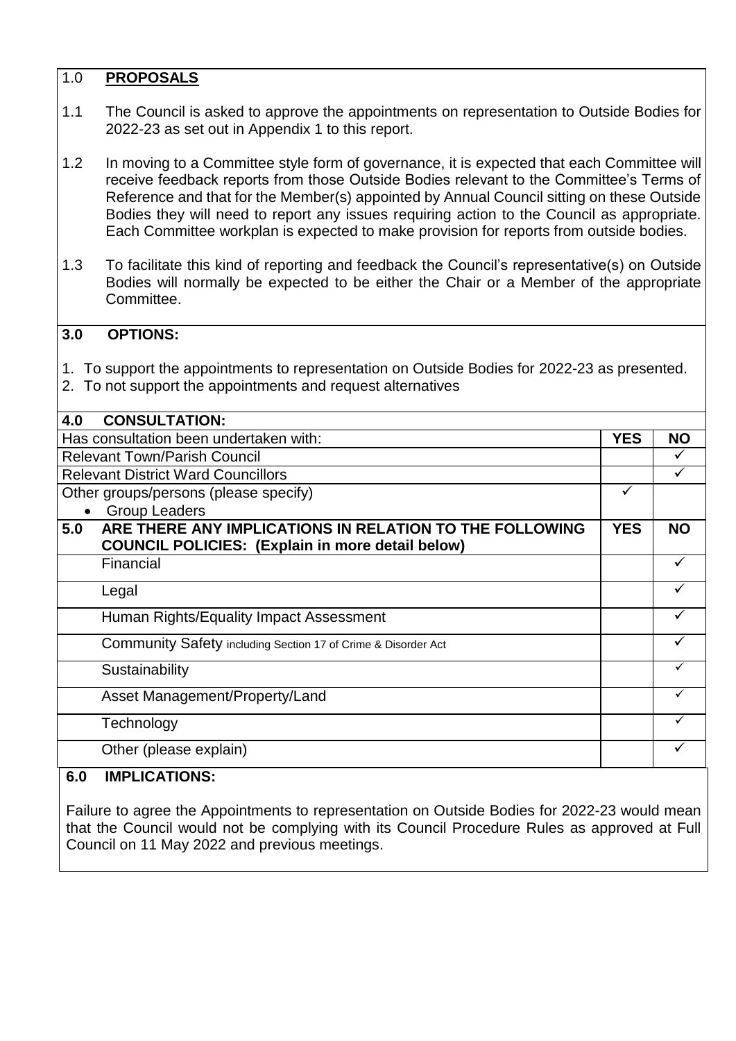## 1.0 **PROPOSALS**

1.1 The Council is asked to approve the appointments on representation to Outside Bodies for 2022-23 as set out in Appendix 1 to this report.

1.2 In moving to a Committee style form of governance, it is expected that each Committee will receive feedback reports from those Outside Bodies relevant to the Committee's Terms of Reference and that for the Member(s) appointed by Annual Council sitting on these Outside Bodies they will need to report any issues requiring action to the Council as appropriate. Each Committee workplan is expected to make provision for reports from outside bodies.

1.3 To facilitate this kind of reporting and feedback the Council's representative(s) on Outside Bodies will normally be expected to be either the Chair or a Member of the appropriate Committee.

## 3.0 OPTIONS:

1. To support the appointments to representation on Outside Bodies for 2022-23 as presented.
2. To not support the appointments and request alternatives

## 4.0 CONSULTATION:

| Has consultation been undertaken with: | YES | NO |
|---|---|---|
| Relevant Town/Parish Council | | ✓ |
| Relevant District Ward Councillors | | ✓ |
| Other groups/persons (please specify)<br>• Group Leaders | ✓ | |

| **5.0 ARE THERE ANY IMPLICATIONS IN RELATION TO THE FOLLOWING COUNCIL POLICIES: (Explain in more detail below)** | **YES** | **NO** |
|---|---|---|
| Financial | | ✓ |
| Legal | | ✓ |
| Human Rights/Equality Impact Assessment | | ✓ |
| Community Safety including Section 17 of Crime & Disorder Act | | ✓ |
| Sustainability | | ✓ |
| Asset Management/Property/Land | | ✓ |
| Technology | | ✓ |
| Other (please explain) | | ✓ |

## 6.0 IMPLICATIONS:

Failure to agree the Appointments to representation on Outside Bodies for 2022-23 would mean that the Council would not be complying with its Council Procedure Rules as approved at Full Council on 11 May 2022 and previous meetings.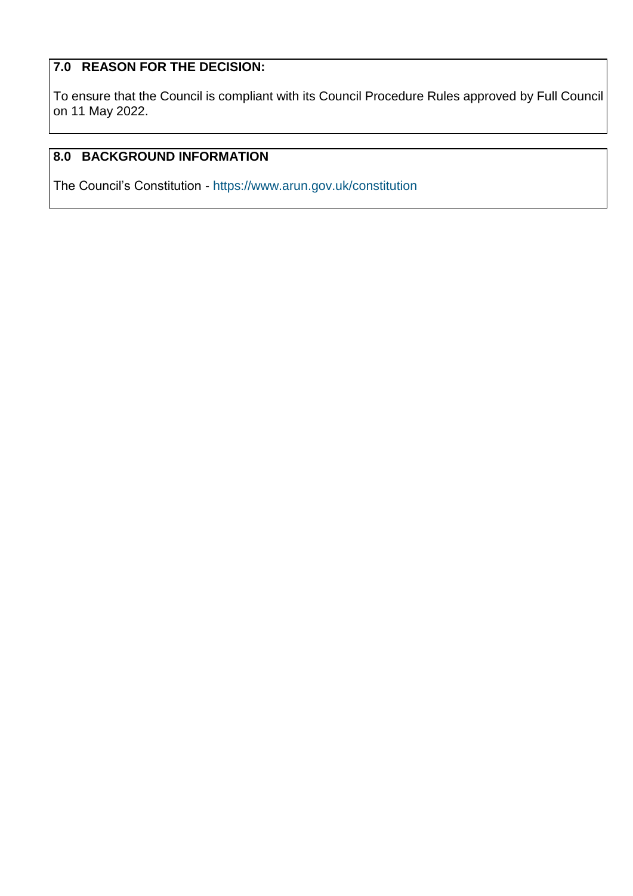## 7.0 REASON FOR THE DECISION:

To ensure that the Council is compliant with its Council Procedure Rules approved by Full Council on 11 May 2022.

## 8.0 BACKGROUND INFORMATION

The Council's Constitution - https://www.arun.gov.uk/constitution